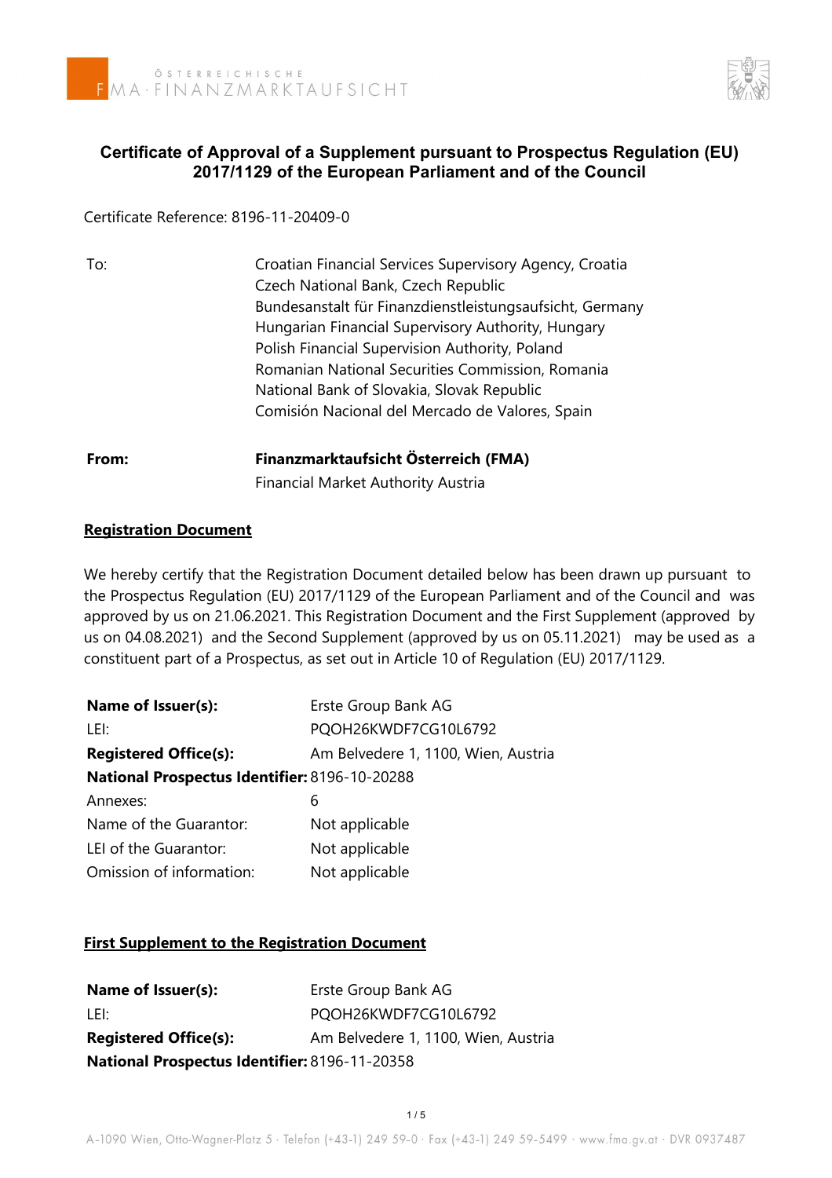ÖSTERREICHISCHE FMA · FINANZMARKTAUFSICHT

## Certificate of Approval of a Supplement pursuant to Prospectus Regulation (EU) 2017/1129 of the European Parliament and of the Council

Certificate Reference: 8196-11-20409-0

| | |
|---|---|
| To: | Croatian Financial Services Supervisory Agency, Croatia<br>Czech National Bank, Czech Republic<br>Bundesanstalt für Finanzdienstleistungsaufsicht, Germany<br>Hungarian Financial Supervisory Authority, Hungary<br>Polish Financial Supervision Authority, Poland<br>Romanian National Securities Commission, Romania<br>National Bank of Slovakia, Slovak Republic<br>Comisión Nacional del Mercado de Valores, Spain |
| **From:** | **Finanzmarktaufsicht Österreich (FMA)**<br>Financial Market Authority Austria |

### Registration Document

We hereby certify that the Registration Document detailed below has been drawn up pursuant to the Prospectus Regulation (EU) 2017/1129 of the European Parliament and of the Council and was approved by us on 21.06.2021. This Registration Document and the First Supplement (approved by us on 04.08.2021) and the Second Supplement (approved by us on 05.11.2021) may be used as a constituent part of a Prospectus, as set out in Article 10 of Regulation (EU) 2017/1129.

| | |
|---|---|
| **Name of Issuer(s):** | Erste Group Bank AG |
| LEI: | PQOH26KWDF7CG10L6792 |
| **Registered Office(s):** | Am Belvedere 1, 1100, Wien, Austria |
| **National Prospectus Identifier:** | 8196-10-20288 |
| Annexes: | 6 |
| Name of the Guarantor: | Not applicable |
| LEI of the Guarantor: | Not applicable |
| Omission of information: | Not applicable |

### First Supplement to the Registration Document

| | |
|---|---|
| **Name of Issuer(s):** | Erste Group Bank AG |
| LEI: | PQOH26KWDF7CG10L6792 |
| **Registered Office(s):** | Am Belvedere 1, 1100, Wien, Austria |
| **National Prospectus Identifier:** | 8196-11-20358 |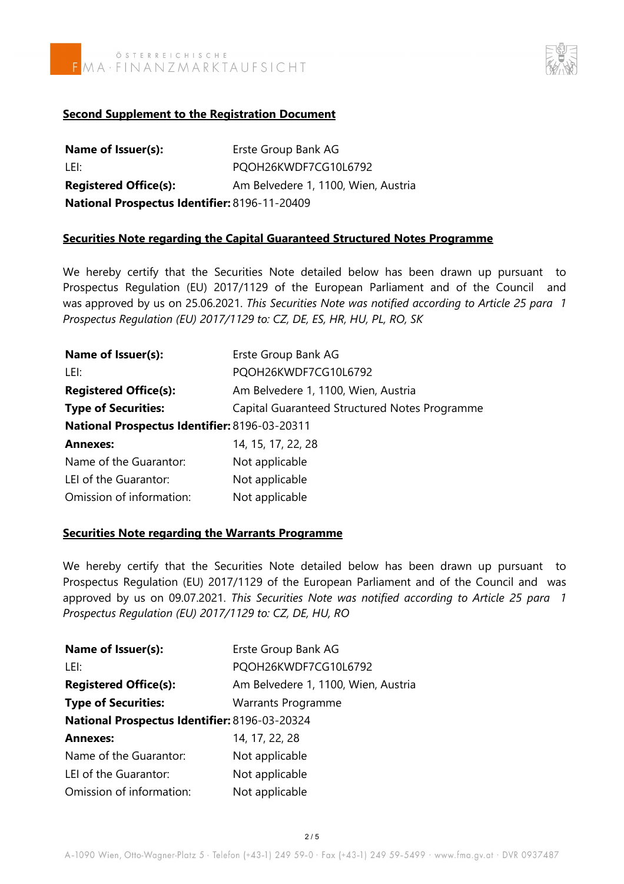**Second Supplement to the Registration Document**

| | |
|---|---|
| **Name of Issuer(s):** | Erste Group Bank AG |
| LEI: | PQOH26KWDF7CG10L6792 |
| **Registered Office(s):** | Am Belvedere 1, 1100, Wien, Austria |
| **National Prospectus Identifier:** | 8196-11-20409 |

**Securities Note regarding the Capital Guaranteed Structured Notes Programme**

We hereby certify that the Securities Note detailed below has been drawn up pursuant to Prospectus Regulation (EU) 2017/1129 of the European Parliament and of the Council and was approved by us on 25.06.2021. *This Securities Note was notified according to Article 25 para 1 Prospectus Regulation (EU) 2017/1129 to: CZ, DE, ES, HR, HU, PL, RO, SK*

| | |
|---|---|
| **Name of Issuer(s):** | Erste Group Bank AG |
| LEI: | PQOH26KWDF7CG10L6792 |
| **Registered Office(s):** | Am Belvedere 1, 1100, Wien, Austria |
| **Type of Securities:** | Capital Guaranteed Structured Notes Programme |
| **National Prospectus Identifier:** | 8196-03-20311 |
| **Annexes:** | 14, 15, 17, 22, 28 |
| Name of the Guarantor: | Not applicable |
| LEI of the Guarantor: | Not applicable |
| Omission of information: | Not applicable |

**Securities Note regarding the Warrants Programme**

We hereby certify that the Securities Note detailed below has been drawn up pursuant to Prospectus Regulation (EU) 2017/1129 of the European Parliament and of the Council and was approved by us on 09.07.2021. *This Securities Note was notified according to Article 25 para 1 Prospectus Regulation (EU) 2017/1129 to: CZ, DE, HU, RO*

| | |
|---|---|
| **Name of Issuer(s):** | Erste Group Bank AG |
| LEI: | PQOH26KWDF7CG10L6792 |
| **Registered Office(s):** | Am Belvedere 1, 1100, Wien, Austria |
| **Type of Securities:** | Warrants Programme |
| **National Prospectus Identifier:** | 8196-03-20324 |
| **Annexes:** | 14, 17, 22, 28 |
| Name of the Guarantor: | Not applicable |
| LEI of the Guarantor: | Not applicable |
| Omission of information: | Not applicable |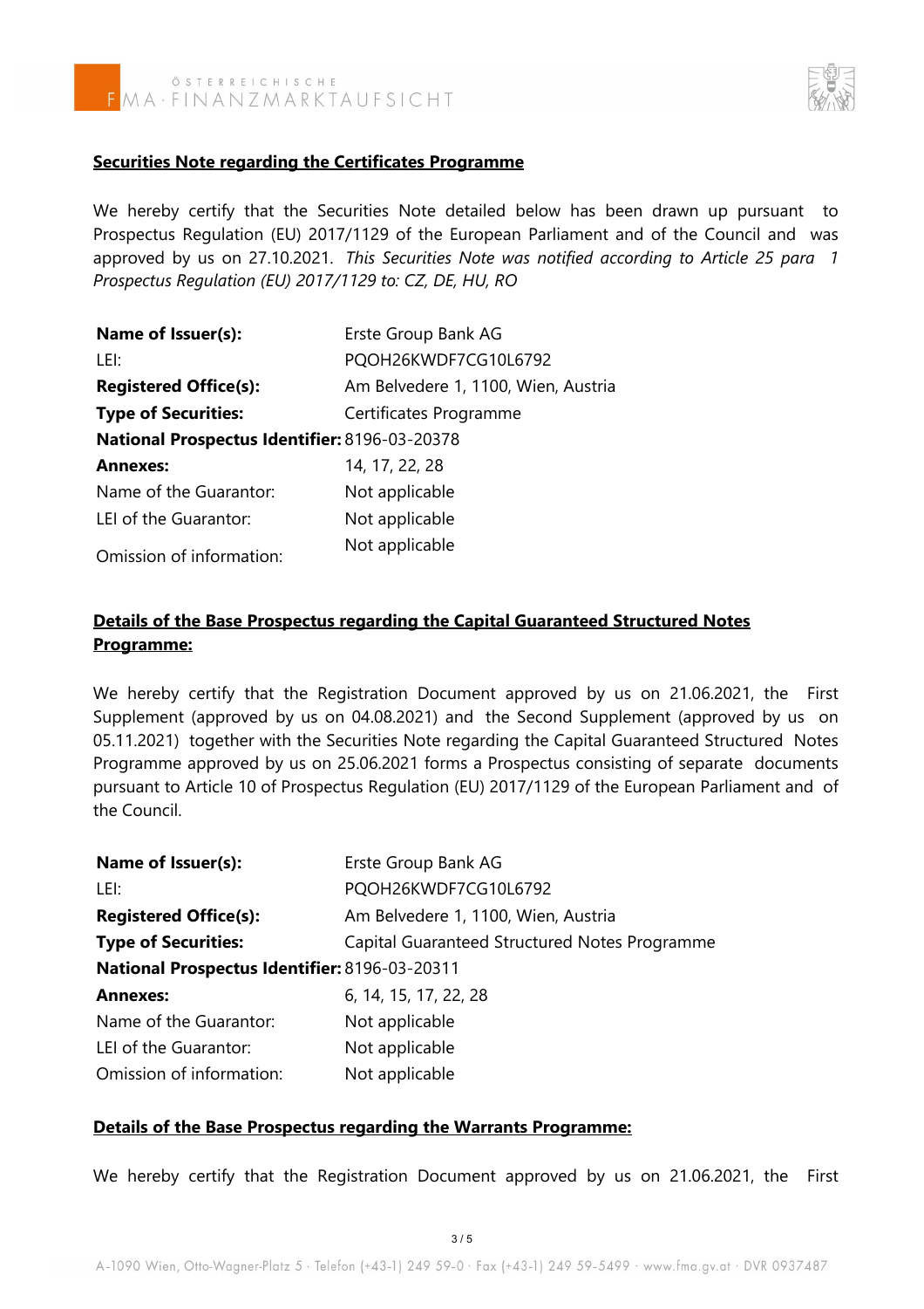**Securities Note regarding the Certificates Programme**

We hereby certify that the Securities Note detailed below has been drawn up pursuant to Prospectus Regulation (EU) 2017/1129 of the European Parliament and of the Council and was approved by us on 27.10.2021. *This Securities Note was notified according to Article 25 para 1 Prospectus Regulation (EU) 2017/1129 to: CZ, DE, HU, RO*

| | |
|---|---|
| **Name of Issuer(s):** | Erste Group Bank AG |
| LEI: | PQOH26KWDF7CG10L6792 |
| **Registered Office(s):** | Am Belvedere 1, 1100, Wien, Austria |
| **Type of Securities:** | Certificates Programme |
| **National Prospectus Identifier:** | 8196-03-20378 |
| **Annexes:** | 14, 17, 22, 28 |
| Name of the Guarantor: | Not applicable |
| LEI of the Guarantor: | Not applicable |
| Omission of information: | Not applicable |

**Details of the Base Prospectus regarding the Capital Guaranteed Structured Notes Programme:**

We hereby certify that the Registration Document approved by us on 21.06.2021, the First Supplement (approved by us on 04.08.2021) and the Second Supplement (approved by us on 05.11.2021) together with the Securities Note regarding the Capital Guaranteed Structured Notes Programme approved by us on 25.06.2021 forms a Prospectus consisting of separate documents pursuant to Article 10 of Prospectus Regulation (EU) 2017/1129 of the European Parliament and of the Council.

| | |
|---|---|
| **Name of Issuer(s):** | Erste Group Bank AG |
| LEI: | PQOH26KWDF7CG10L6792 |
| **Registered Office(s):** | Am Belvedere 1, 1100, Wien, Austria |
| **Type of Securities:** | Capital Guaranteed Structured Notes Programme |
| **National Prospectus Identifier:** | 8196-03-20311 |
| **Annexes:** | 6, 14, 15, 17, 22, 28 |
| Name of the Guarantor: | Not applicable |
| LEI of the Guarantor: | Not applicable |
| Omission of information: | Not applicable |

**Details of the Base Prospectus regarding the Warrants Programme:**

We hereby certify that the Registration Document approved by us on 21.06.2021, the First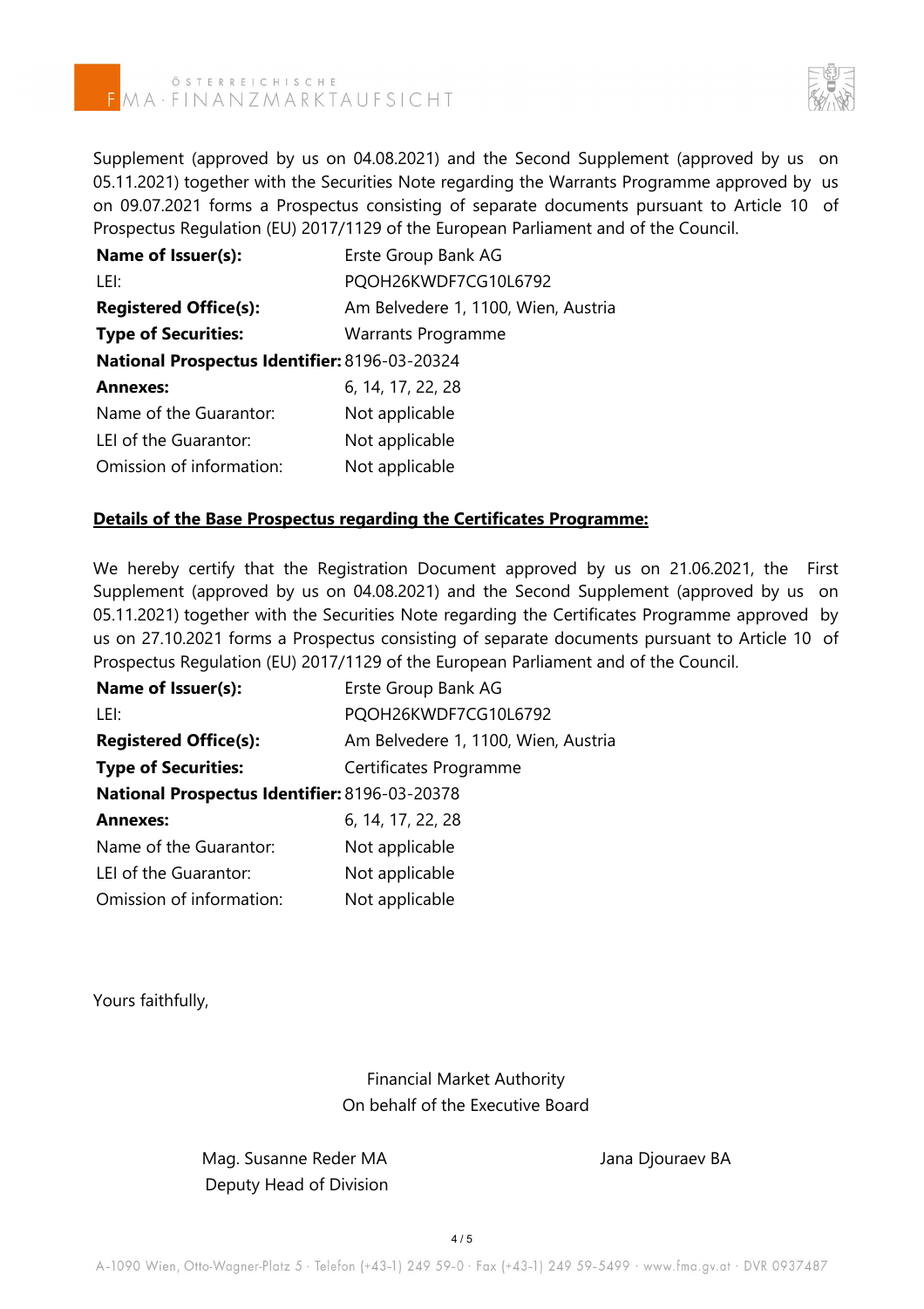Supplement (approved by us on 04.08.2021) and the Second Supplement (approved by us on 05.11.2021) together with the Securities Note regarding the Warrants Programme approved by us on 09.07.2021 forms a Prospectus consisting of separate documents pursuant to Article 10 of Prospectus Regulation (EU) 2017/1129 of the European Parliament and of the Council.

| | |
|---|---|
| **Name of Issuer(s):** | Erste Group Bank AG |
| LEI: | PQOH26KWDF7CG10L6792 |
| **Registered Office(s):** | Am Belvedere 1, 1100, Wien, Austria |
| **Type of Securities:** | Warrants Programme |
| **National Prospectus Identifier:** | 8196-03-20324 |
| **Annexes:** | 6, 14, 17, 22, 28 |
| Name of the Guarantor: | Not applicable |
| LEI of the Guarantor: | Not applicable |
| Omission of information: | Not applicable |

**<u>Details of the Base Prospectus regarding the Certificates Programme:</u>**

We hereby certify that the Registration Document approved by us on 21.06.2021, the First Supplement (approved by us on 04.08.2021) and the Second Supplement (approved by us on 05.11.2021) together with the Securities Note regarding the Certificates Programme approved by us on 27.10.2021 forms a Prospectus consisting of separate documents pursuant to Article 10 of Prospectus Regulation (EU) 2017/1129 of the European Parliament and of the Council.

| | |
|---|---|
| **Name of Issuer(s):** | Erste Group Bank AG |
| LEI: | PQOH26KWDF7CG10L6792 |
| **Registered Office(s):** | Am Belvedere 1, 1100, Wien, Austria |
| **Type of Securities:** | Certificates Programme |
| **National Prospectus Identifier:** | 8196-03-20378 |
| **Annexes:** | 6, 14, 17, 22, 28 |
| Name of the Guarantor: | Not applicable |
| LEI of the Guarantor: | Not applicable |
| Omission of information: | Not applicable |

Yours faithfully,

Financial Market Authority
On behalf of the Executive Board

Mag. Susanne Reder MA
Deputy Head of Division

Jana Djouraev BA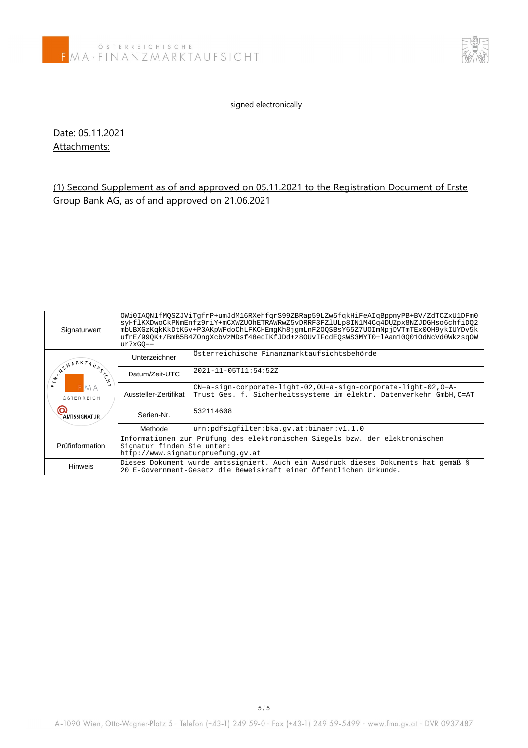signed electronically

Date: 05.11.2021

Attachments:

(1) Second Supplement as of and approved on 05.11.2021 to the Registration Document of Erste Group Bank AG, as of and approved on 21.06.2021

| | | |
|---|---|---|
| Signaturwert | OWi0IAQN1fMQSZJViTgfrP+umJdM16RXehfqrS99ZBRap59LZw5fqkHiFeAIqBppmyPB+BV/ZdTCZxU1DFm0syHflKXDwoCkPNmEnfz9riY+mCXWZUOhETRAWRwZ5vDRRF3FZlULp8IN1M4Cq4DUZpx8NZJDGHso6chfiDQ2mbUBXGzKqkKkDtK5v+P3AKpWFdoChLFKCHEmgKh8jgmLnF20QSBsY65Z7UOImNpjDVTmTEx0OH9ykIUYDv5kufnE/99QK+/BmB5B4ZOngXcbVzMDsf48eqIKfJDd+z8OUvIFcdEQsWS3MYT0+lAam10Q01OdNcVd0WkzsqOWur7xGQ== | |
| | Unterzeichner | Österreichische Finanzmarktaufsichtsbehörde |
| | Datum/Zeit-UTC | 2021-11-05T11:54:52Z |
| | Aussteller-Zertifikat | CN=a-sign-corporate-light-02,OU=a-sign-corporate-light-02,O=A-Trust Ges. f. Sicherheitssysteme im elektr. Datenverkehr GmbH,C=AT |
| | Serien-Nr. | 532114608 |
| | Methode | urn:pdfsigfilter:bka.gv.at:binaer:v1.1.0 |
| Prüfinformation | Informationen zur Prüfung des elektronischen Siegels bzw. der elektronischen Signatur finden Sie unter: http://www.signaturpruefung.gv.at | |
| Hinweis | Dieses Dokument wurde amtssigniert. Auch ein Ausdruck dieses Dokuments hat gemäß § 20 E-Government-Gesetz die Beweiskraft einer öffentlichen Urkunde. | |

A-1090 Wien, Otto-Wagner-Platz 5 · Telefon (+43-1) 249 59-0 · Fax (+43-1) 249 59-5499 · www.fma.gv.at · DVR 0937487